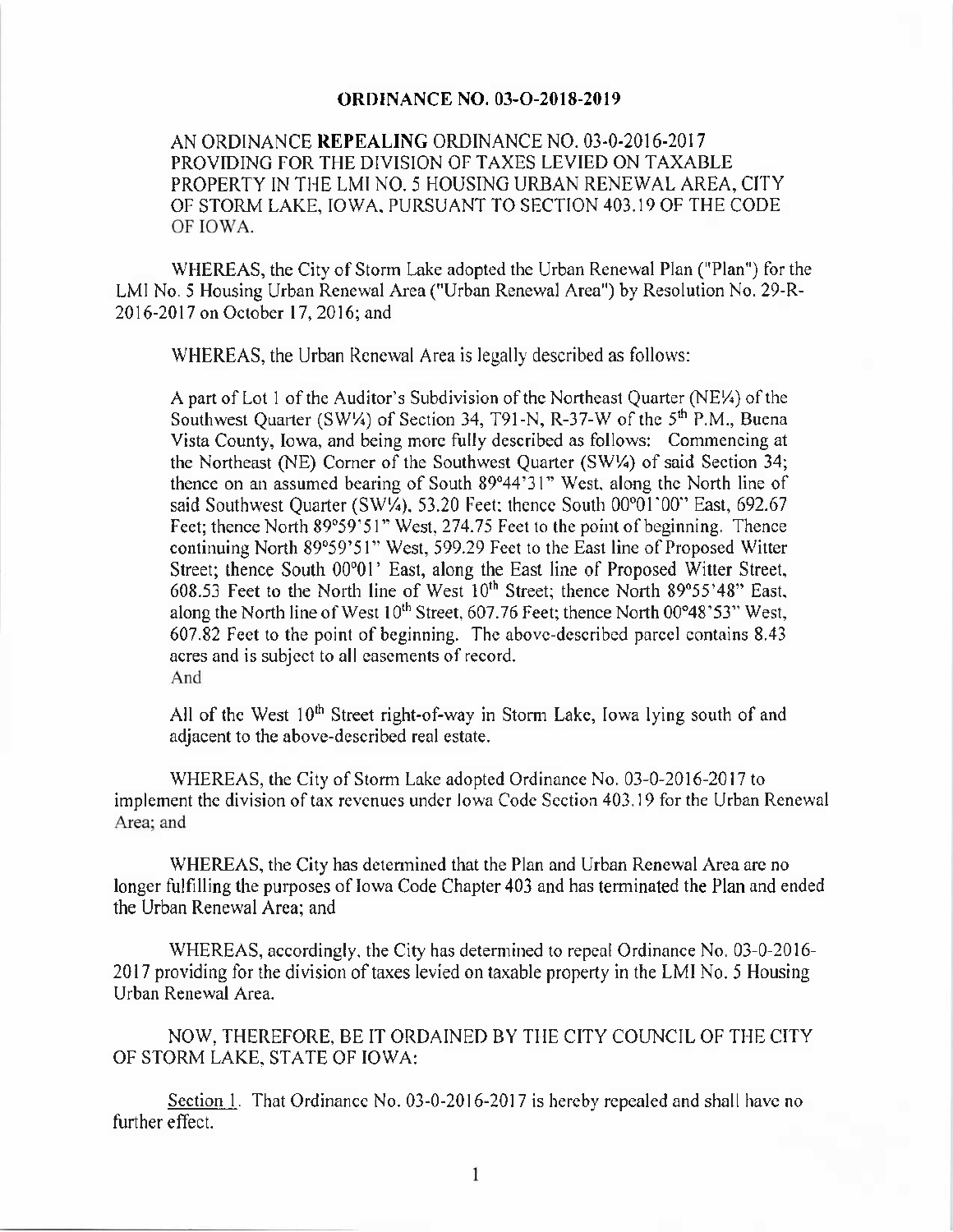# ORDINANCE NO. 03-O-2018-2019

AN ORDINANCE **REPEALING** ORDINANCE NO. 03-0-2016-2017 PROVIDING FOR THE DIVISION OF TAXES LEVIED ON TAXABLE PROPERTY IN THE LMI NO. 5 HOUSING URBAN RENEWAL AREA, CITY OF STORM LAKE, IOWA, PURSUANT TO SECTION 403.19 OF THE CODE OF IOWA.

WHEREAS, the City of Storm Lake adopted the Urban Renewal Plan ("Plan") for the LMI No. 5 Housing Urban Renewal Area ("Urban Renewal Area") by Resolution No. 29-R-2016-2017 on October 17, 2016; and

WHEREAS, the Urban Renewal Area is legally described as follows:

A part of Lot 1 of the Auditor's Subdivision of the Northeast Quarter (NE¼) of the Southwest Quarter (SW¼) of Section 34, T91-N, R-37-W of the 5th P.M., Buena Vista County, Iowa, and being more fully described as follows: Commencing at the Northeast (NE) Corner of the Southwest Quarter (SW¼) of said Section 34; thence on an assumed bearing of South 89°44'31" West, along the North line of said Southwest Quarter (SW¼), 53.20 Feet; thence South 00°01'00" East, 692.67 Feet; thence North 89°59'51" West, 274.75 Feet to the point of beginning. Thence continuing North 89°59'51" West, 599.29 Feet to the East line of Proposed Witter Street; thence South 00°01' East, along the East line of Proposed Witter Street, 608.53 Feet to the North line of West 10th Street; thence North 89°55'48" East, along the North line of West 10th Street, 607.76 Feet; thence North 00°48'53" West, 607.82 Feet to the point of beginning. The above-described parcel contains 8.43 acres and is subject to all easements of record.
And

All of the West 10th Street right-of-way in Storm Lake, Iowa lying south of and adjacent to the above-described real estate.

WHEREAS, the City of Storm Lake adopted Ordinance No. 03-0-2016-2017 to implement the division of tax revenues under Iowa Code Section 403.19 for the Urban Renewal Area; and

WHEREAS, the City has determined that the Plan and Urban Renewal Area are no longer fulfilling the purposes of Iowa Code Chapter 403 and has terminated the Plan and ended the Urban Renewal Area; and

WHEREAS, accordingly, the City has determined to repeal Ordinance No. 03-0-2016-2017 providing for the division of taxes levied on taxable property in the LMI No. 5 Housing Urban Renewal Area.

NOW, THEREFORE, BE IT ORDAINED BY THE CITY COUNCIL OF THE CITY OF STORM LAKE, STATE OF IOWA:

Section 1. That Ordinance No. 03-0-2016-2017 is hereby repealed and shall have no further effect.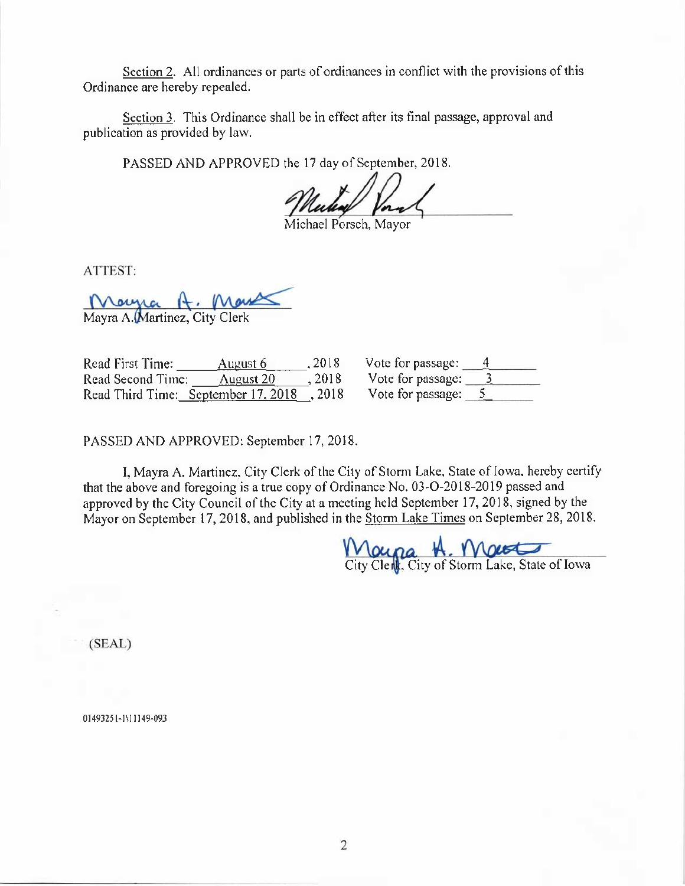Section 2. All ordinances or parts of ordinances in conflict with the provisions of this Ordinance are hereby repealed.

Section 3. This Ordinance shall be in effect after its final passage, approval and publication as provided by law.

PASSED AND APPROVED the 17 day of September, 2018.

Michael Porsch, Mayor

ATTEST:

Mayra A. Martinez, City Clerk

| | |
|---|---|
| Read First Time: August 6, 2018 | Vote for passage: 4 |
| Read Second Time: August 20, 2018 | Vote for passage: 3 |
| Read Third Time: September 17, 2018, 2018 | Vote for passage: 5 |

PASSED AND APPROVED: September 17, 2018.

I, Mayra A. Martinez, City Clerk of the City of Storm Lake, State of Iowa, hereby certify that the above and foregoing is a true copy of Ordinance No. 03-O-2018-2019 passed and approved by the City Council of the City at a meeting held September 17, 2018, signed by the Mayor on September 17, 2018, and published in the Storm Lake Times on September 28, 2018.

City Clerk, City of Storm Lake, State of Iowa

(SEAL)

01493251-1\11149-093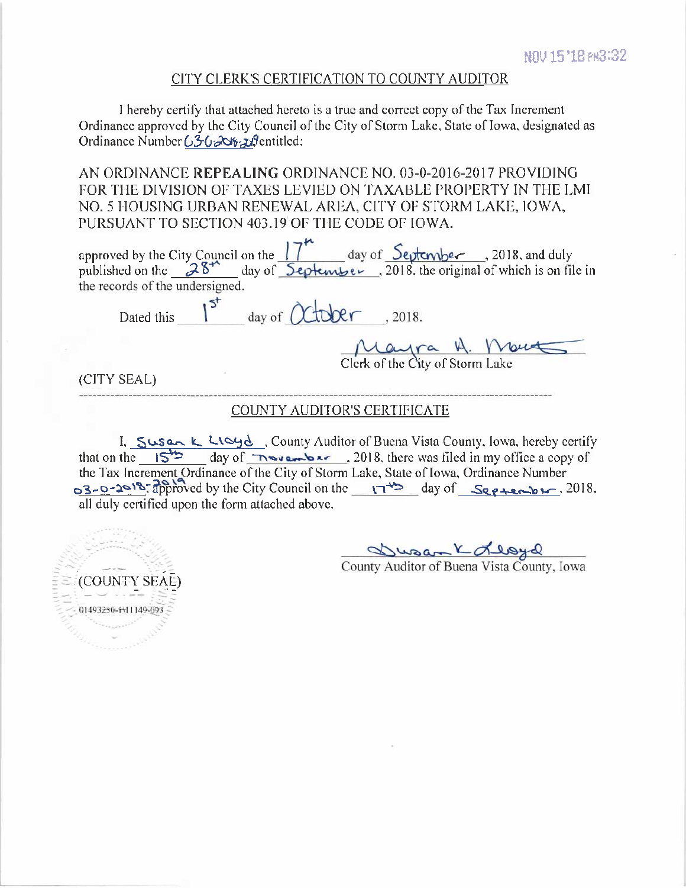NOV 15 '18 PM3:32

## CITY CLERK'S CERTIFICATION TO COUNTY AUDITOR

I hereby certify that attached hereto is a true and correct copy of the Tax Increment Ordinance approved by the City Council of the City of Storm Lake, State of Iowa, designated as Ordinance Number 03-0-2018-2019 entitled:

AN ORDINANCE **REPEALING** ORDINANCE NO. 03-0-2016-2017 PROVIDING FOR THE DIVISION OF TAXES LEVIED ON TAXABLE PROPERTY IN THE LMI NO. 5 HOUSING URBAN RENEWAL AREA, CITY OF STORM LAKE, IOWA, PURSUANT TO SECTION 403.19 OF THE CODE OF IOWA.

approved by the City Council on the 17th day of September, 2018, and duly published on the 28th day of September, 2018, the original of which is on file in the records of the undersigned.

Dated this 1st day of October, 2018.

Mayra H. Mouts
Clerk of the City of Storm Lake

(CITY SEAL)

---

## COUNTY AUDITOR'S CERTIFICATE

I, Susan K Lloyd, County Auditor of Buena Vista County, Iowa, hereby certify that on the 15th day of November, 2018, there was filed in my office a copy of the Tax Increment Ordinance of the City of Storm Lake, State of Iowa, Ordinance Number 03-0-2018-2019, approved by the City Council on the 17th day of September, 2018, all duly certified upon the form attached above.

Susan K Lloyd
County Auditor of Buena Vista County, Iowa

(COUNTY SEAL)

01493256-1\11149-093